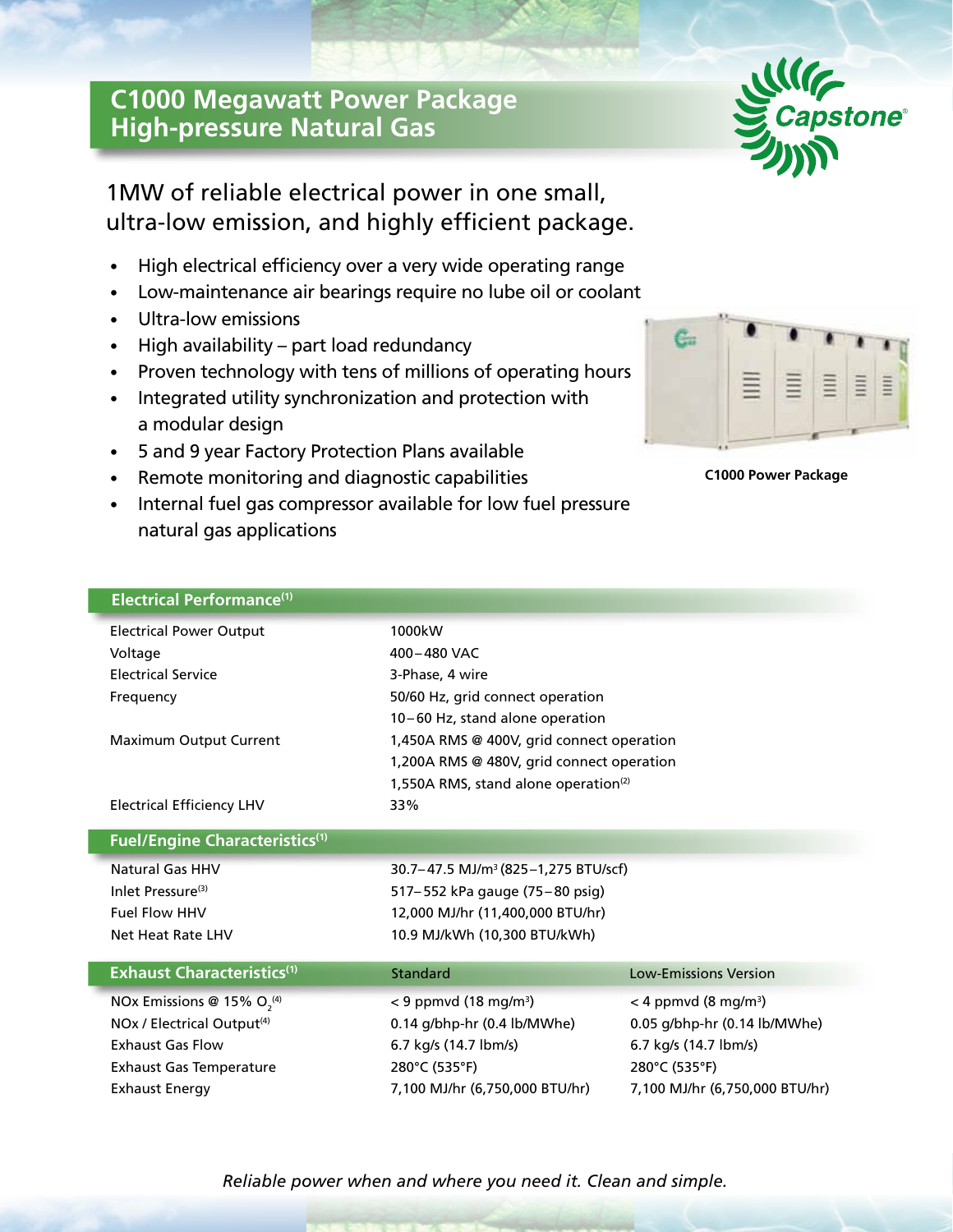# C1000 Megawatt Power Package
## High-pressure Natural Gas

1MW of reliable electrical power in one small, ultra-low emission, and highly efficient package.

- High electrical efficiency over a very wide operating range
- Low-maintenance air bearings require no lube oil or coolant
- Ultra-low emissions
- High availability – part load redundancy
- Proven technology with tens of millions of operating hours
- Integrated utility synchronization and protection with a modular design
- 5 and 9 year Factory Protection Plans available
- Remote monitoring and diagnostic capabilities
- Internal fuel gas compressor available for low fuel pressure natural gas applications

C1000 Power Package

## Electrical Performance[1]

| | |
|---|---|
| Electrical Power Output | 1000kW |
| Voltage | 400–480 VAC |
| Electrical Service | 3-Phase, 4 wire |
| Frequency | 50/60 Hz, grid connect operation<br>10–60 Hz, stand alone operation |
| Maximum Output Current | 1,450A RMS @ 400V, grid connect operation<br>1,200A RMS @ 480V, grid connect operation<br>1,550A RMS, stand alone operation[2] |
| Electrical Efficiency LHV | 33% |

## Fuel/Engine Characteristics[1]

| | |
|---|---|
| Natural Gas HHV | 30.7–47.5 MJ/m$^3$ (825–1,275 BTU/scf) |
| Inlet Pressure[3] | 517–552 kPa gauge (75–80 psig) |
| Fuel Flow HHV | 12,000 MJ/hr (11,400,000 BTU/hr) |
| Net Heat Rate LHV | 10.9 MJ/kWh (10,300 BTU/kWh) |

## Exhaust Characteristics[1]

| Exhaust Characteristics[1] | Standard | Low-Emissions Version |
|---|---|---|
| NOx Emissions @ 15% $O_2$[4] | < 9 ppmvd (18 mg/m$^3$) | < 4 ppmvd (8 mg/m$^3$) |
| NOx / Electrical Output[4] | 0.14 g/bhp-hr (0.4 lb/MWhe) | 0.05 g/bhp-hr (0.14 lb/MWhe) |
| Exhaust Gas Flow | 6.7 kg/s (14.7 lbm/s) | 6.7 kg/s (14.7 lbm/s) |
| Exhaust Gas Temperature | 280°C (535°F) | 280°C (535°F) |
| Exhaust Energy | 7,100 MJ/hr (6,750,000 BTU/hr) | 7,100 MJ/hr (6,750,000 BTU/hr) |

*Reliable power when and where you need it. Clean and simple.*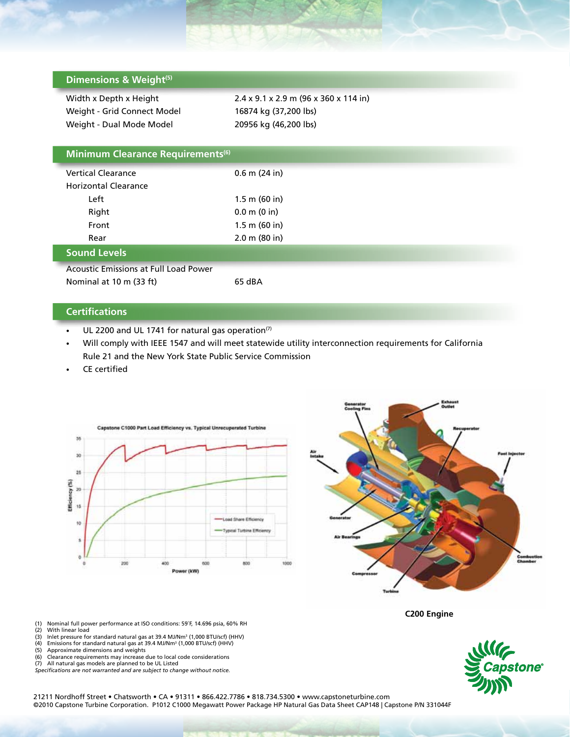## Dimensions & Weight[5]

| | |
|---|---|
| Width x Depth x Height | 2.4 x 9.1 x 2.9 m (96 x 360 x 114 in) |
| Weight - Grid Connect Model | 16874 kg (37,200 lbs) |
| Weight - Dual Mode Model | 20956 kg (46,200 lbs) |

## Minimum Clearance Requirements[6]

| | |
|---|---|
| Vertical Clearance | 0.6 m (24 in) |
| Horizontal Clearance | |
| Left | 1.5 m (60 in) |
| Right | 0.0 m (0 in) |
| Front | 1.5 m (60 in) |
| Rear | 2.0 m (80 in) |

## Sound Levels

| | |
|---|---|
| Acoustic Emissions at Full Load Power | |
| Nominal at 10 m (33 ft) | 65 dBA |

## Certifications

- UL 2200 and UL 1741 for natural gas operation[7]
- Will comply with IEEE 1547 and will meet statewide utility interconnection requirements for California Rule 21 and the New York State Public Service Commission
- CE certified

Capstone C1000 Part Load Efficiency vs. Typical Unrecuperated Turbine

Efficiency (%)

35
30
25
20
15
10
5
0

0 200 400 600 800 1000

Power (kW)

Load Share Efficiency
Typical Turbine Efficiency

Generator Cooling Fins
Exhaust Outlet
Recuperator
Air Intake
Fuel Injector
Generator
Air Bearings
Combustion Chamber
Compressor
Turbine

**C200 Engine**

(1) Nominal full power performance at ISO conditions: 59˚F, 14.696 psia, 60% RH
(2) With linear load
(3) Inlet pressure for standard natural gas at 39.4 MJ/Nm³ (1,000 BTU/scf) (HHV)
(4) Emissions for standard natural gas at 39.4 MJ/Nm³ (1,000 BTU/scf) (HHV)
(5) Approximate dimensions and weights
(6) Clearance requirements may increase due to local code considerations
(7) All natural gas models are planned to be UL Listed

*Specifications are not warranted and are subject to change without notice.*

Capstone®

21211 Nordhoff Street • Chatsworth • CA • 91311 • 866.422.7786 • 818.734.5300 • www.capstoneturbine.com
©2010 Capstone Turbine Corporation. P1012 C1000 Megawatt Power Package HP Natural Gas Data Sheet CAP148 | Capstone P/N 331044F